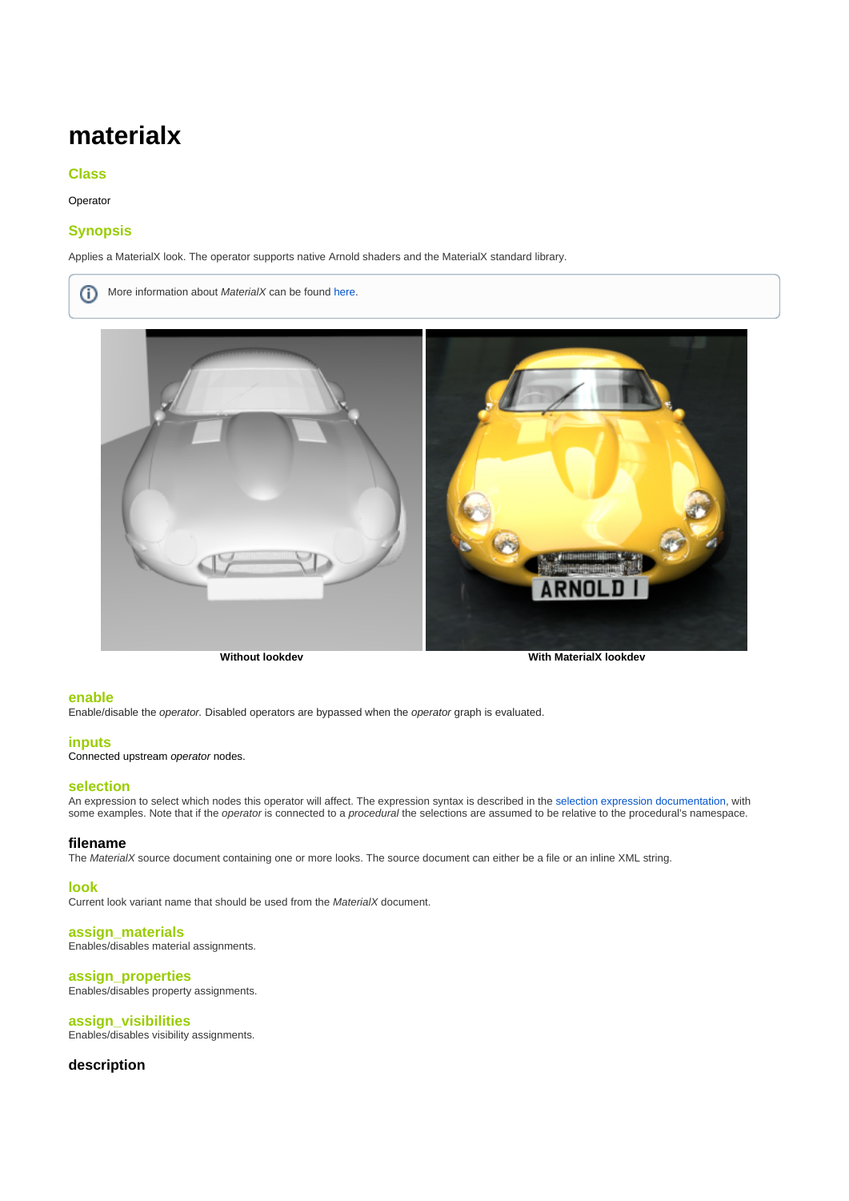# materialx

## Class

Operator

## Synopsis

Applies a MaterialX look. The operator supports native Arnold shaders and the MaterialX standard library.

More information about *MaterialX* can be found here.

**Without lookdev** | **With MaterialX lookdev**

### enable

Enable/disable the *operator.* Disabled operators are bypassed when the *operator* graph is evaluated.

### inputs

Connected upstream *operator* nodes.

### selection

An expression to select which nodes this operator will affect. The expression syntax is described in the selection expression documentation, with some examples. Note that if the *operator* is connected to a *procedural* the selections are assumed to be relative to the procedural's namespace.

### filename

The *MaterialX* source document containing one or more looks. The source document can either be a file or an inline XML string.

### look

Current look variant name that should be used from the *MaterialX* document.

### assign_materials

Enables/disables material assignments.

### assign_properties

Enables/disables property assignments.

### assign_visibilities

Enables/disables visibility assignments.

### description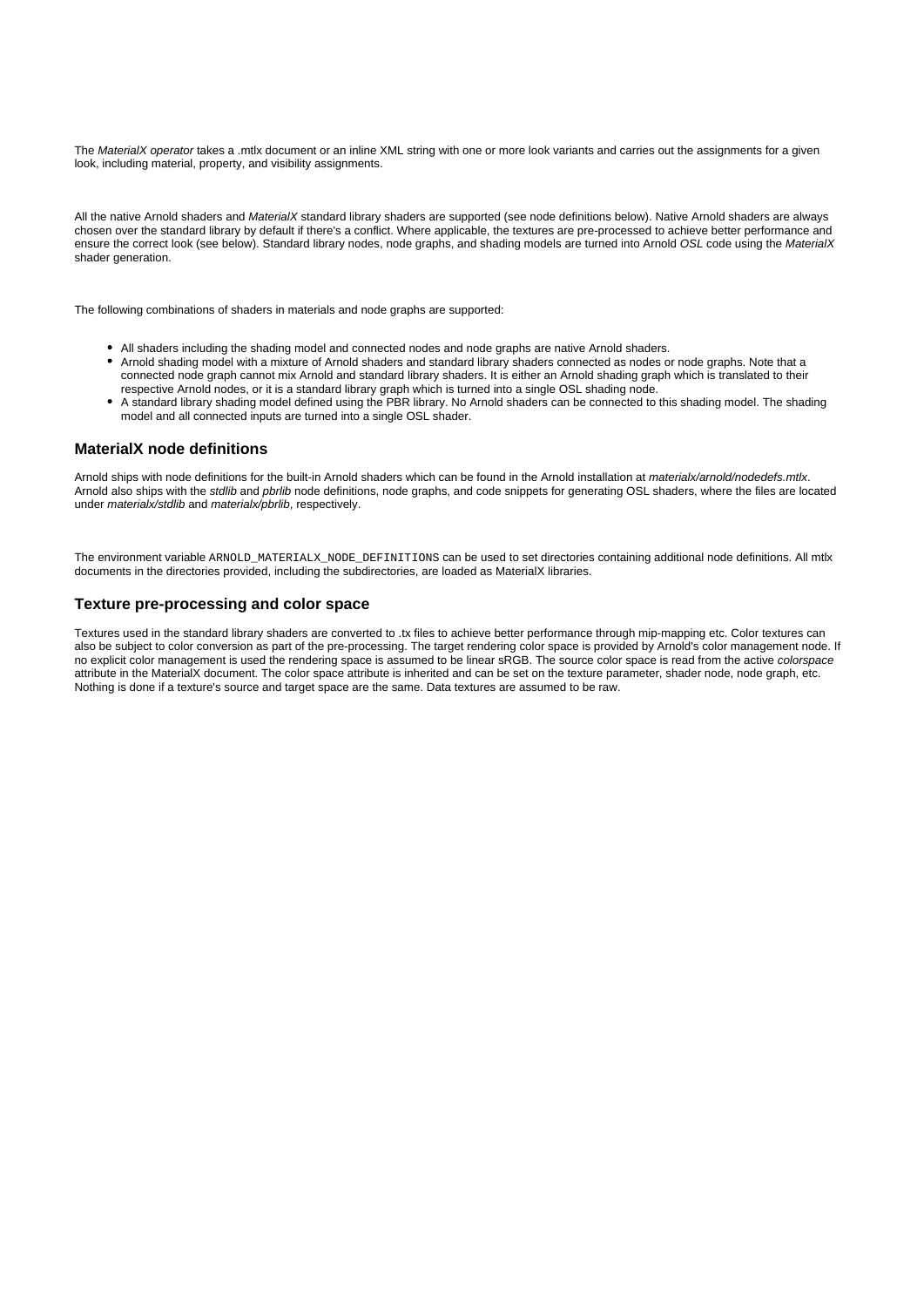The *MaterialX operator* takes a .mtlx document or an inline XML string with one or more look variants and carries out the assignments for a given look, including material, property, and visibility assignments.

All the native Arnold shaders and *MaterialX* standard library shaders are supported (see node definitions below). Native Arnold shaders are always chosen over the standard library by default if there's a conflict. Where applicable, the textures are pre-processed to achieve better performance and ensure the correct look (see below). Standard library nodes, node graphs, and shading models are turned into Arnold *OSL* code using the *MaterialX* shader generation.

The following combinations of shaders in materials and node graphs are supported:

- All shaders including the shading model and connected nodes and node graphs are native Arnold shaders.
- Arnold shading model with a mixture of Arnold shaders and standard library shaders connected as nodes or node graphs. Note that a connected node graph cannot mix Arnold and standard library shaders. It is either an Arnold shading graph which is translated to their respective Arnold nodes, or it is a standard library graph which is turned into a single OSL shading node.
- A standard library shading model defined using the PBR library. No Arnold shaders can be connected to this shading model. The shading model and all connected inputs are turned into a single OSL shader.

### MaterialX node definitions

Arnold ships with node definitions for the built-in Arnold shaders which can be found in the Arnold installation at *materialx/arnold/nodedefs.mtlx*. Arnold also ships with the *stdlib* and *pbrlib* node definitions, node graphs, and code snippets for generating OSL shaders, where the files are located under *materialx/stdlib* and *materialx/pbrlib*, respectively.

The environment variable `ARNOLD_MATERIALX_NODE_DEFINITIONS` can be used to set directories containing additional node definitions. All mtlx documents in the directories provided, including the subdirectories, are loaded as MaterialX libraries.

### Texture pre-processing and color space

Textures used in the standard library shaders are converted to .tx files to achieve better performance through mip-mapping etc. Color textures can also be subject to color conversion as part of the pre-processing. The target rendering color space is provided by Arnold's color management node. If no explicit color management is used the rendering space is assumed to be linear sRGB. The source color space is read from the active *colorspace* attribute in the MaterialX document. The color space attribute is inherited and can be set on the texture parameter, shader node, node graph, etc. Nothing is done if a texture's source and target space are the same. Data textures are assumed to be raw.